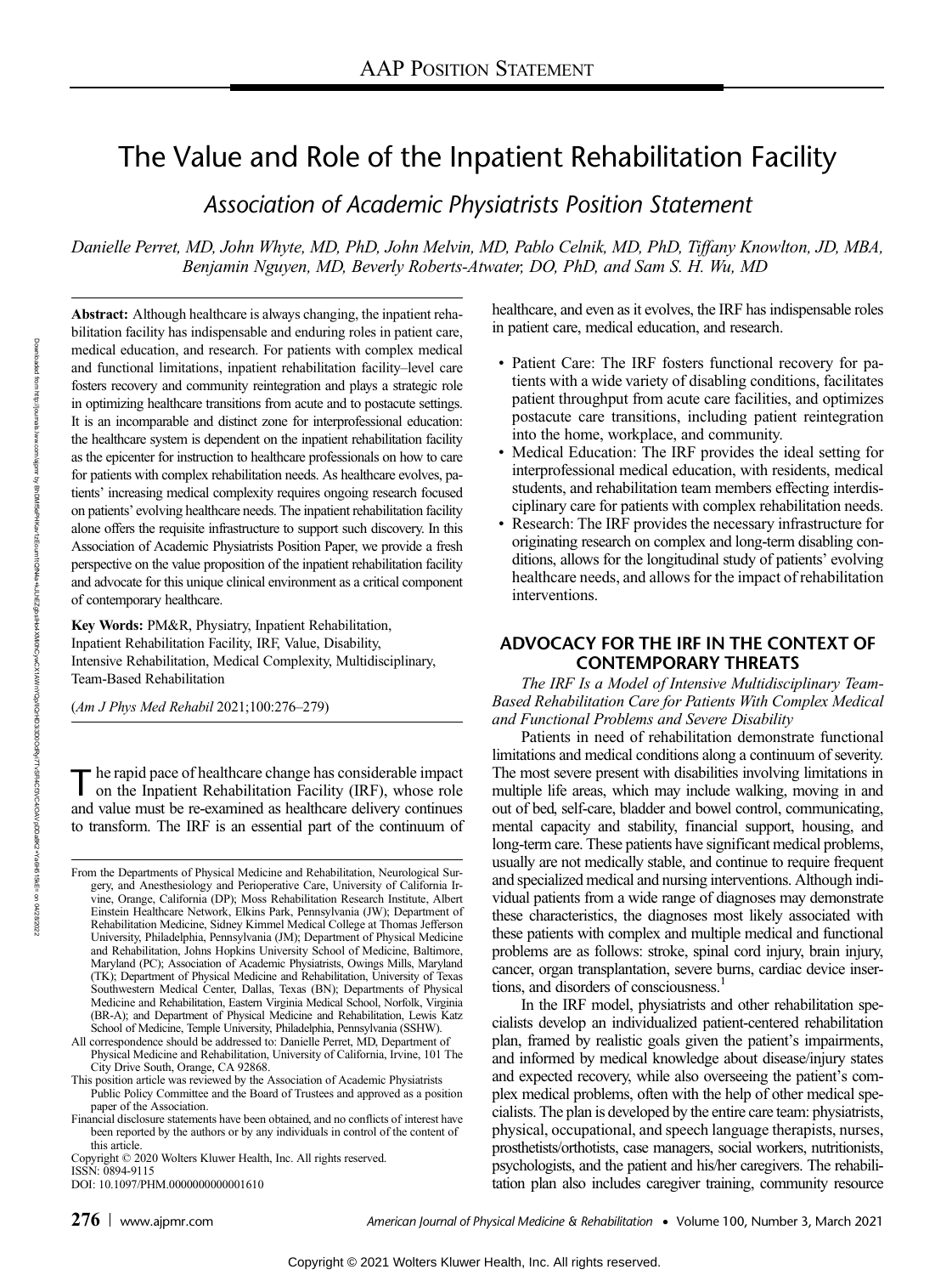# The Value and Role of the Inpatient Rehabilitation Facility

## *Association of Academic Physiatrists Position Statement*

*Danielle Perret, MD, John Whyte, MD, PhD, John Melvin, MD, Pablo Celnik, MD, PhD, Tiffany Knowlton, JD, MBA, Benjamin Nguyen, MD, Beverly Roberts-Atwater, DO, PhD, and Sam S. H. Wu, MD*

**Abstract:** Although healthcare is always changing, the inpatient rehabilitation facility has indispensable and enduring roles in patient care, medical education, and research. For patients with complex medical and functional limitations, inpatient rehabilitation facility–level care fosters recovery and community reintegration and plays a strategic role in optimizing healthcare transitions from acute and to postacute settings. It is an incomparable and distinct zone for interprofessional education: the healthcare system is dependent on the inpatient rehabilitation facility as the epicenter for instruction to healthcare professionals on how to care for patients with complex rehabilitation needs. As healthcare evolves, patients' increasing medical complexity requires ongoing research focused on patients' evolving healthcare needs. The inpatient rehabilitation facility alone offers the requisite infrastructure to support such discovery. In this Association of Academic Physiatrists Position Paper, we provide a fresh perspective on the value proposition of the inpatient rehabilitation facility and advocate for this unique clinical environment as a critical component of contemporary healthcare.

**Key Words:** PM&R, Physiatry, Inpatient Rehabilitation, Inpatient Rehabilitation Facility, IRF, Value, Disability, Intensive Rehabilitation, Medical Complexity, Multidisciplinary, Team-Based Rehabilitation

(*Am J Phys Med Rehabil* 2021;100:276–279)

The rapid pace of healthcare change has considerable impact on the Inpatient Rehabilitation Facility (IRF), whose role and value must be re-examined as healthcare delivery continues to transform. The IRF is an essential part of the continuum of healthcare, and even as it evolves, the IRF has indispensable roles in patient care, medical education, and research.

- Patient Care: The IRF fosters functional recovery for patients with a wide variety of disabling conditions, facilitates patient throughput from acute care facilities, and optimizes postacute care transitions, including patient reintegration into the home, workplace, and community.
- Medical Education: The IRF provides the ideal setting for interprofessional medical education, with residents, medical students, and rehabilitation team members effecting interdisciplinary care for patients with complex rehabilitation needs.
- Research: The IRF provides the necessary infrastructure for originating research on complex and long-term disabling conditions, allows for the longitudinal study of patients' evolving healthcare needs, and allows for the impact of rehabilitation interventions.

## ADVOCACY FOR THE IRF IN THE CONTEXT OF CONTEMPORARY THREATS

### *The IRF Is a Model of Intensive Multidisciplinary Team-Based Rehabilitation Care for Patients With Complex Medical and Functional Problems and Severe Disability*

Patients in need of rehabilitation demonstrate functional limitations and medical conditions along a continuum of severity. The most severe present with disabilities involving limitations in multiple life areas, which may include walking, moving in and out of bed, self-care, bladder and bowel control, communicating, mental capacity and stability, financial support, housing, and long-term care. These patients have significant medical problems, usually are not medically stable, and continue to require frequent and specialized medical and nursing interventions. Although individual patients from a wide range of diagnoses may demonstrate these characteristics, the diagnoses most likely associated with these patients with complex and multiple medical and functional problems are as follows: stroke, spinal cord injury, brain injury, cancer, organ transplantation, severe burns, cardiac device insertions, and disorders of consciousness.[1]

In the IRF model, physiatrists and other rehabilitation specialists develop an individualized patient-centered rehabilitation plan, framed by realistic goals given the patient's impairments, and informed by medical knowledge about disease/injury states and expected recovery, while also overseeing the patient's complex medical problems, often with the help of other medical specialists. The plan is developed by the entire care team: physiatrists, physical, occupational, and speech language therapists, nurses, prosthetists/orthotists, case managers, social workers, nutritionists, psychologists, and the patient and his/her caregivers. The rehabilitation plan also includes caregiver training, community resource

From the Departments of Physical Medicine and Rehabilitation, Neurological Surgery, and Anesthesiology and Perioperative Care, University of California Irvine, Orange, California (DP); Moss Rehabilitation Research Institute, Albert Einstein Healthcare Network, Elkins Park, Pennsylvania (JW); Department of Rehabilitation Medicine, Sidney Kimmel Medical College at Thomas Jefferson University, Philadelphia, Pennsylvania (JM); Department of Physical Medicine and Rehabilitation, Johns Hopkins University School of Medicine, Baltimore, Maryland (PC); Association of Academic Physiatrists, Owings Mills, Maryland (TK); Department of Physical Medicine and Rehabilitation, University of Texas Southwestern Medical Center, Dallas, Texas (BN); Departments of Physical Medicine and Rehabilitation, Eastern Virginia Medical School, Norfolk, Virginia (BR-A); and Department of Physical Medicine and Rehabilitation, Lewis Katz School of Medicine, Temple University, Philadelphia, Pennsylvania (SSHW).

All correspondence should be addressed to: Danielle Perret, MD, Department of Physical Medicine and Rehabilitation, University of California, Irvine, 101 The City Drive South, Orange, CA 92868.

This position article was reviewed by the Association of Academic Physiatrists Public Policy Committee and the Board of Trustees and approved as a position paper of the Association.

Financial disclosure statements have been obtained, and no conflicts of interest have been reported by the authors or by any individuals in control of the content of this article.

Copyright © 2020 Wolters Kluwer Health, Inc. All rights reserved.

ISSN: 0894-9115

DOI: 10.1097/PHM.0000000000001610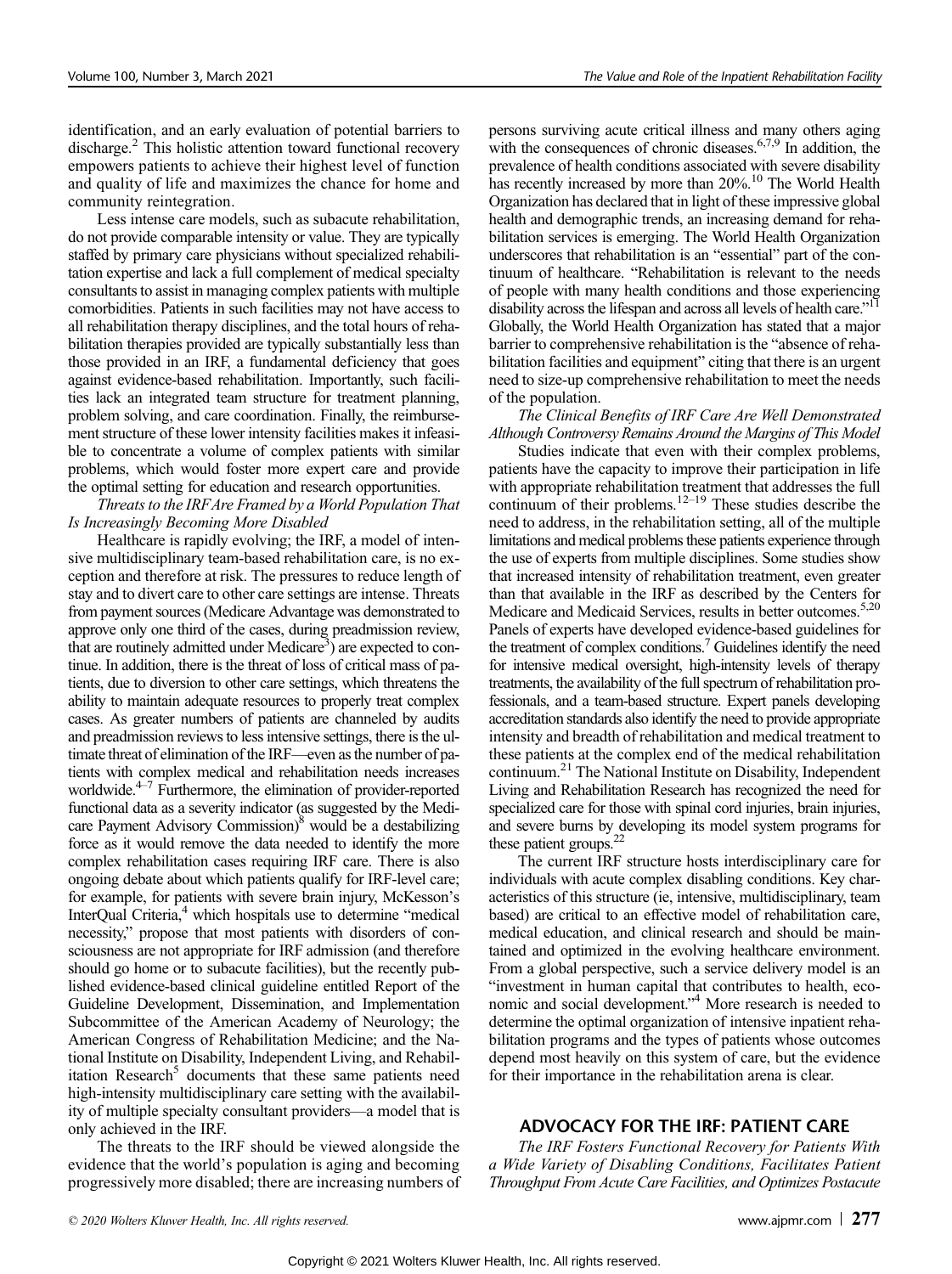identification, and an early evaluation of potential barriers to discharge.[2] This holistic attention toward functional recovery empowers patients to achieve their highest level of function and quality of life and maximizes the chance for home and community reintegration.

Less intense care models, such as subacute rehabilitation, do not provide comparable intensity or value. They are typically staffed by primary care physicians without specialized rehabilitation expertise and lack a full complement of medical specialty consultants to assist in managing complex patients with multiple comorbidities. Patients in such facilities may not have access to all rehabilitation therapy disciplines, and the total hours of rehabilitation therapies provided are typically substantially less than those provided in an IRF, a fundamental deficiency that goes against evidence-based rehabilitation. Importantly, such facilities lack an integrated team structure for treatment planning, problem solving, and care coordination. Finally, the reimbursement structure of these lower intensity facilities makes it infeasible to concentrate a volume of complex patients with similar problems, which would foster more expert care and provide the optimal setting for education and research opportunities.

*Threats to the IRF Are Framed by a World Population That Is Increasingly Becoming More Disabled*

Healthcare is rapidly evolving; the IRF, a model of intensive multidisciplinary team-based rehabilitation care, is no exception and therefore at risk. The pressures to reduce length of stay and to divert care to other care settings are intense. Threats from payment sources (Medicare Advantage was demonstrated to approve only one third of the cases, during preadmission review, that are routinely admitted under Medicare[3]) are expected to continue. In addition, there is the threat of loss of critical mass of patients, due to diversion to other care settings, which threatens the ability to maintain adequate resources to properly treat complex cases. As greater numbers of patients are channeled by audits and preadmission reviews to less intensive settings, there is the ultimate threat of elimination of the IRF—even as the number of patients with complex medical and rehabilitation needs increases worldwide.[4–7] Furthermore, the elimination of provider-reported functional data as a severity indicator (as suggested by the Medicare Payment Advisory Commission)[8] would be a destabilizing force as it would remove the data needed to identify the more complex rehabilitation cases requiring IRF care. There is also ongoing debate about which patients qualify for IRF-level care; for example, for patients with severe brain injury, McKesson's InterQual Criteria,[4] which hospitals use to determine "medical necessity," propose that most patients with disorders of consciousness are not appropriate for IRF admission (and therefore should go home or to subacute facilities), but the recently published evidence-based clinical guideline entitled Report of the Guideline Development, Dissemination, and Implementation Subcommittee of the American Academy of Neurology; the American Congress of Rehabilitation Medicine; and the National Institute on Disability, Independent Living, and Rehabilitation Research[5] documents that these same patients need high-intensity multidisciplinary care setting with the availability of multiple specialty consultant providers—a model that is only achieved in the IRF.

The threats to the IRF should be viewed alongside the evidence that the world's population is aging and becoming progressively more disabled; there are increasing numbers of persons surviving acute critical illness and many others aging with the consequences of chronic diseases.[6,7,9] In addition, the prevalence of health conditions associated with severe disability has recently increased by more than 20%.[10] The World Health Organization has declared that in light of these impressive global health and demographic trends, an increasing demand for rehabilitation services is emerging. The World Health Organization underscores that rehabilitation is an "essential" part of the continuum of healthcare. "Rehabilitation is relevant to the needs of people with many health conditions and those experiencing disability across the lifespan and across all levels of health care."[11] Globally, the World Health Organization has stated that a major barrier to comprehensive rehabilitation is the "absence of rehabilitation facilities and equipment" citing that there is an urgent need to size-up comprehensive rehabilitation to meet the needs of the population.

*The Clinical Benefits of IRF Care Are Well Demonstrated Although Controversy Remains Around the Margins of This Model*

Studies indicate that even with their complex problems, patients have the capacity to improve their participation in life with appropriate rehabilitation treatment that addresses the full continuum of their problems.[12–19] These studies describe the need to address, in the rehabilitation setting, all of the multiple limitations and medical problems these patients experience through the use of experts from multiple disciplines. Some studies show that increased intensity of rehabilitation treatment, even greater than that available in the IRF as described by the Centers for Medicare and Medicaid Services, results in better outcomes.[5,20] Panels of experts have developed evidence-based guidelines for the treatment of complex conditions.[7] Guidelines identify the need for intensive medical oversight, high-intensity levels of therapy treatments, the availability of the full spectrum of rehabilitation professionals, and a team-based structure. Expert panels developing accreditation standards also identify the need to provide appropriate intensity and breadth of rehabilitation and medical treatment to these patients at the complex end of the medical rehabilitation continuum.[21] The National Institute on Disability, Independent Living and Rehabilitation Research has recognized the need for specialized care for those with spinal cord injuries, brain injuries, and severe burns by developing its model system programs for these patient groups.[22]

The current IRF structure hosts interdisciplinary care for individuals with acute complex disabling conditions. Key characteristics of this structure (ie, intensive, multidisciplinary, team based) are critical to an effective model of rehabilitation care, medical education, and clinical research and should be maintained and optimized in the evolving healthcare environment. From a global perspective, such a service delivery model is an "investment in human capital that contributes to health, economic and social development."[4] More research is needed to determine the optimal organization of intensive inpatient rehabilitation programs and the types of patients whose outcomes depend most heavily on this system of care, but the evidence for their importance in the rehabilitation arena is clear.

## ADVOCACY FOR THE IRF: PATIENT CARE

*The IRF Fosters Functional Recovery for Patients With a Wide Variety of Disabling Conditions, Facilitates Patient Throughput From Acute Care Facilities, and Optimizes Postacute*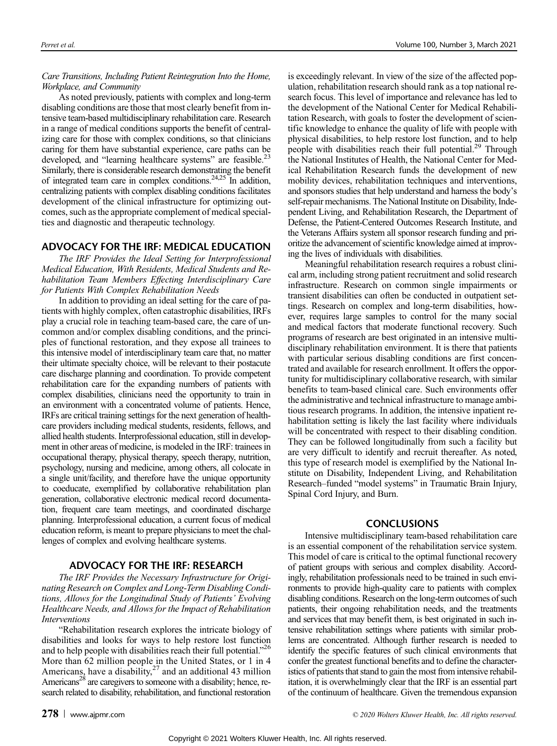*Care Transitions, Including Patient Reintegration Into the Home, Workplace, and Community*

As noted previously, patients with complex and long-term disabling conditions are those that most clearly benefit from intensive team-based multidisciplinary rehabilitation care. Research in a range of medical conditions supports the benefit of centralizing care for those with complex conditions, so that clinicians caring for them have substantial experience, care paths can be developed, and "learning healthcare systems" are feasible.[23] Similarly, there is considerable research demonstrating the benefit of integrated team care in complex conditions.[24,25] In addition, centralizing patients with complex disabling conditions facilitates development of the clinical infrastructure for optimizing outcomes, such as the appropriate complement of medical specialties and diagnostic and therapeutic technology.

## ADVOCACY FOR THE IRF: MEDICAL EDUCATION

*The IRF Provides the Ideal Setting for Interprofessional Medical Education, With Residents, Medical Students and Rehabilitation Team Members Effecting Interdisciplinary Care for Patients With Complex Rehabilitation Needs*

In addition to providing an ideal setting for the care of patients with highly complex, often catastrophic disabilities, IRFs play a crucial role in teaching team-based care, the care of uncommon and/or complex disabling conditions, and the principles of functional restoration, and they expose all trainees to this intensive model of interdisciplinary team care that, no matter their ultimate specialty choice, will be relevant to their postacute care discharge planning and coordination. To provide competent rehabilitation care for the expanding numbers of patients with complex disabilities, clinicians need the opportunity to train in an environment with a concentrated volume of patients. Hence, IRFs are critical training settings for the next generation of healthcare providers including medical students, residents, fellows, and allied health students. Interprofessional education, still in development in other areas of medicine, is modeled in the IRF: trainees in occupational therapy, physical therapy, speech therapy, nutrition, psychology, nursing and medicine, among others, all colocate in a single unit/facility, and therefore have the unique opportunity to coeducate, exemplified by collaborative rehabilitation plan generation, collaborative electronic medical record documentation, frequent care team meetings, and coordinated discharge planning. Interprofessional education, a current focus of medical education reform, is meant to prepare physicians to meet the challenges of complex and evolving healthcare systems.

## ADVOCACY FOR THE IRF: RESEARCH

*The IRF Provides the Necessary Infrastructure for Originating Research on Complex and Long-Term Disabling Conditions, Allows for the Longitudinal Study of Patients' Evolving Healthcare Needs, and Allows for the Impact of Rehabilitation Interventions*

"Rehabilitation research explores the intricate biology of disabilities and looks for ways to help restore lost function and to help people with disabilities reach their full potential."[26] More than 62 million people in the United States, or 1 in 4 Americans, have a disability,[27] and an additional 43 million Americans[28] are caregivers to someone with a disability; hence, research related to disability, rehabilitation, and functional restoration is exceedingly relevant. In view of the size of the affected population, rehabilitation research should rank as a top national research focus. This level of importance and relevance has led to the development of the National Center for Medical Rehabilitation Research, with goals to foster the development of scientific knowledge to enhance the quality of life with people with physical disabilities, to help restore lost function, and to help people with disabilities reach their full potential.[29] Through the National Institutes of Health, the National Center for Medical Rehabilitation Research funds the development of new mobility devices, rehabilitation techniques and interventions, and sponsors studies that help understand and harness the body's self-repair mechanisms. The National Institute on Disability, Independent Living, and Rehabilitation Research, the Department of Defense, the Patient-Centered Outcomes Research Institute, and the Veterans Affairs system all sponsor research funding and prioritize the advancement of scientific knowledge aimed at improving the lives of individuals with disabilities.

Meaningful rehabilitation research requires a robust clinical arm, including strong patient recruitment and solid research infrastructure. Research on common single impairments or transient disabilities can often be conducted in outpatient settings. Research on complex and long-term disabilities, however, requires large samples to control for the many social and medical factors that moderate functional recovery. Such programs of research are best originated in an intensive multidisciplinary rehabilitation environment. It is there that patients with particular serious disabling conditions are first concentrated and available for research enrollment. It offers the opportunity for multidisciplinary collaborative research, with similar benefits to team-based clinical care. Such environments offer the administrative and technical infrastructure to manage ambitious research programs. In addition, the intensive inpatient rehabilitation setting is likely the last facility where individuals will be concentrated with respect to their disabling condition. They can be followed longitudinally from such a facility but are very difficult to identify and recruit thereafter. As noted, this type of research model is exemplified by the National Institute on Disability, Independent Living, and Rehabilitation Research–funded "model systems" in Traumatic Brain Injury, Spinal Cord Injury, and Burn.

## CONCLUSIONS

Intensive multidisciplinary team-based rehabilitation care is an essential component of the rehabilitation service system. This model of care is critical to the optimal functional recovery of patient groups with serious and complex disability. Accordingly, rehabilitation professionals need to be trained in such environments to provide high-quality care to patients with complex disabling conditions. Research on the long-term outcomes of such patients, their ongoing rehabilitation needs, and the treatments and services that may benefit them, is best originated in such intensive rehabilitation settings where patients with similar problems are concentrated. Although further research is needed to identify the specific features of such clinical environments that confer the greatest functional benefits and to define the characteristics of patients that stand to gain the most from intensive rehabilitation, it is overwhelmingly clear that the IRF is an essential part of the continuum of healthcare. Given the tremendous expansion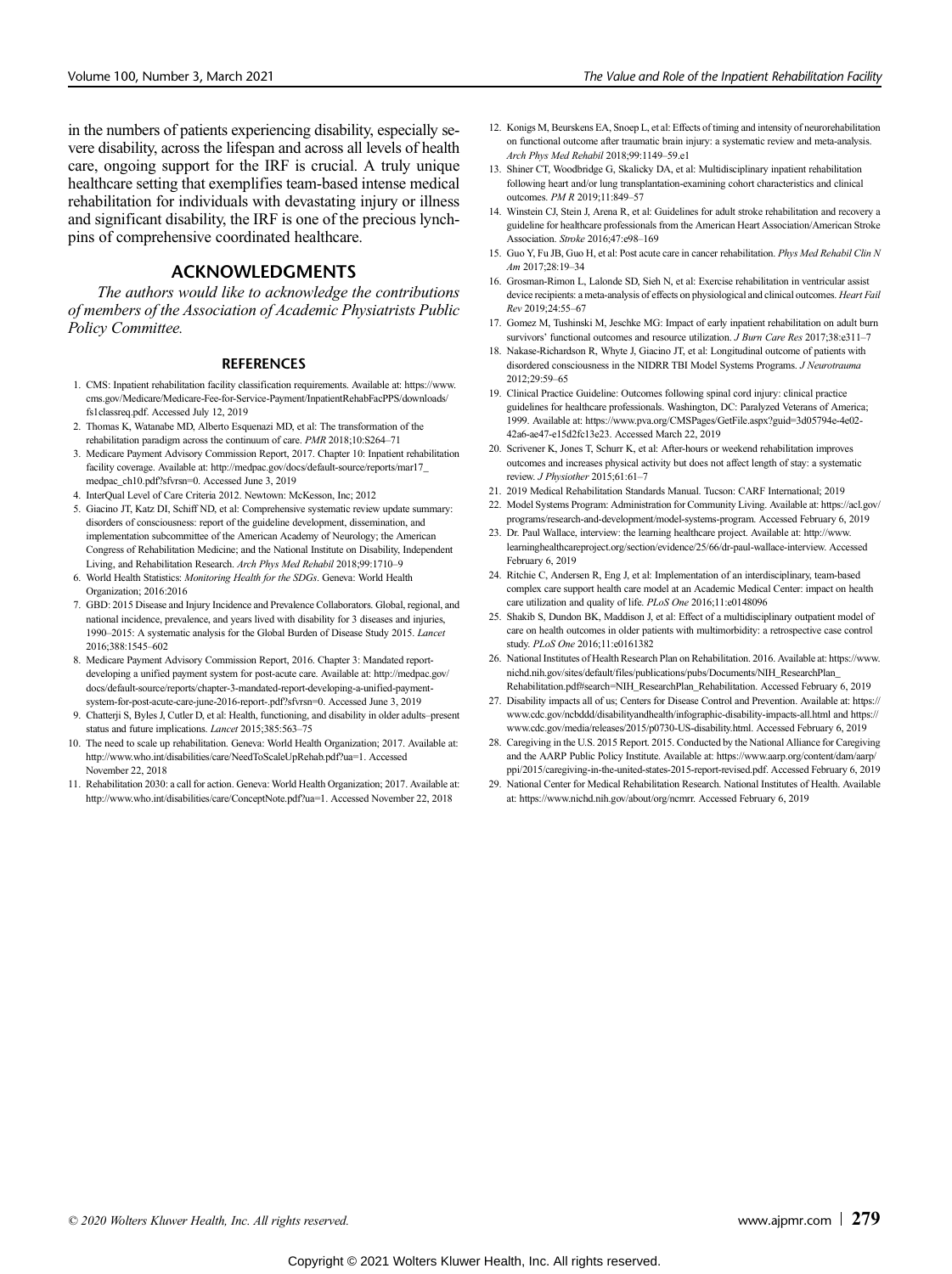in the numbers of patients experiencing disability, especially severe disability, across the lifespan and across all levels of health care, ongoing support for the IRF is crucial. A truly unique healthcare setting that exemplifies team-based intense medical rehabilitation for individuals with devastating injury or illness and significant disability, the IRF is one of the precious lynchpins of comprehensive coordinated healthcare.

## ACKNOWLEDGMENTS

*The authors would like to acknowledge the contributions of members of the Association of Academic Physiatrists Public Policy Committee.*

## REFERENCES

1. CMS: Inpatient rehabilitation facility classification requirements. Available at: https://www.cms.gov/Medicare/Medicare-Fee-for-Service-Payment/InpatientRehabFacPPS/downloads/fs1classreq.pdf. Accessed July 12, 2019
2. Thomas K, Watanabe MD, Alberto Esquenazi MD, et al: The transformation of the rehabilitation paradigm across the continuum of care. *PMR* 2018;10:S264–71
3. Medicare Payment Advisory Commission Report, 2017. Chapter 10: Inpatient rehabilitation facility coverage. Available at: http://medpac.gov/docs/default-source/reports/mar17_medpac_ch10.pdf?sfvrsn=0. Accessed June 3, 2019
4. InterQual Level of Care Criteria 2012. Newtown: McKesson, Inc; 2012
5. Giacino JT, Katz DI, Schiff ND, et al: Comprehensive systematic review update summary: disorders of consciousness: report of the guideline development, dissemination, and implementation subcommittee of the American Academy of Neurology; the American Congress of Rehabilitation Medicine; and the National Institute on Disability, Independent Living, and Rehabilitation Research. *Arch Phys Med Rehabil* 2018;99:1710–9
6. World Health Statistics: *Monitoring Health for the SDGs*. Geneva: World Health Organization; 2016:2016
7. GBD: 2015 Disease and Injury Incidence and Prevalence Collaborators. Global, regional, and national incidence, prevalence, and years lived with disability for 3 diseases and injuries, 1990–2015: A systematic analysis for the Global Burden of Disease Study 2015. *Lancet* 2016;388:1545–602
8. Medicare Payment Advisory Commission Report, 2016. Chapter 3: Mandated report-developing a unified payment system for post-acute care. Available at: http://medpac.gov/docs/default-source/reports/chapter-3-mandated-report-developing-a-unified-payment-system-for-post-acute-care-june-2016-report-.pdf?sfvrsn=0. Accessed June 3, 2019
9. Chatterji S, Byles J, Cutler D, et al: Health, functioning, and disability in older adults–present status and future implications. *Lancet* 2015;385:563–75
10. The need to scale up rehabilitation. Geneva: World Health Organization; 2017. Available at: http://www.who.int/disabilities/care/NeedToScaleUpRehab.pdf?ua=1. Accessed November 22, 2018
11. Rehabilitation 2030: a call for action. Geneva: World Health Organization; 2017. Available at: http://www.who.int/disabilities/care/ConceptNote.pdf?ua=1. Accessed November 22, 2018
12. Konigs M, Beurskens EA, Snoep L, et al: Effects of timing and intensity of neurorehabilitation on functional outcome after traumatic brain injury: a systematic review and meta-analysis. *Arch Phys Med Rehabil* 2018;99:1149–59.e1
13. Shiner CT, Woodbridge G, Skalicky DA, et al: Multidisciplinary inpatient rehabilitation following heart and/or lung transplantation-examining cohort characteristics and clinical outcomes. *PM R* 2019;11:849–57
14. Winstein CJ, Stein J, Arena R, et al: Guidelines for adult stroke rehabilitation and recovery a guideline for healthcare professionals from the American Heart Association/American Stroke Association. *Stroke* 2016;47:e98–169
15. Guo Y, Fu JB, Guo H, et al: Post acute care in cancer rehabilitation. *Phys Med Rehabil Clin N Am* 2017;28:19–34
16. Grosman-Rimon L, Lalonde SD, Sieh N, et al: Exercise rehabilitation in ventricular assist device recipients: a meta-analysis of effects on physiological and clinical outcomes. *Heart Fail Rev* 2019;24:55–67
17. Gomez M, Tushinski M, Jeschke MG: Impact of early inpatient rehabilitation on adult burn survivors' functional outcomes and resource utilization. *J Burn Care Res* 2017;38:e311–7
18. Nakase-Richardson R, Whyte J, Giacino JT, et al: Longitudinal outcome of patients with disordered consciousness in the NIDRR TBI Model Systems Programs. *J Neurotrauma* 2012;29:59–65
19. Clinical Practice Guideline: Outcomes following spinal cord injury: clinical practice guidelines for healthcare professionals. Washington, DC: Paralyzed Veterans of America; 1999. Available at: https://www.pva.org/CMSPages/GetFile.aspx?guid=3d05794e-4e02-42a6-ae47-e15d2fc13e23. Accessed March 22, 2019
20. Scrivener K, Jones T, Schurr K, et al: After-hours or weekend rehabilitation improves outcomes and increases physical activity but does not affect length of stay: a systematic review. *J Physiother* 2015;61:61–7
21. 2019 Medical Rehabilitation Standards Manual. Tucson: CARF International; 2019
22. Model Systems Program: Administration for Community Living. Available at: https://acl.gov/programs/research-and-development/model-systems-program. Accessed February 6, 2019
23. Dr. Paul Wallace, interview: the learning healthcare project. Available at: http://www.learninghealthcareproject.org/section/evidence/25/66/dr-paul-wallace-interview. Accessed February 6, 2019
24. Ritchie C, Andersen R, Eng J, et al: Implementation of an interdisciplinary, team-based complex care support health care model at an Academic Medical Center: impact on health care utilization and quality of life. *PLoS One* 2016;11:e0148096
25. Shakib S, Dundon BK, Maddison J, et al: Effect of a multidisciplinary outpatient model of care on health outcomes in older patients with multimorbidity: a retrospective case control study. *PLoS One* 2016;11:e0161382
26. National Institutes of Health Research Plan on Rehabilitation. 2016. Available at: https://www.nichd.nih.gov/sites/default/files/publications/pubs/Documents/NIH_ResearchPlan_Rehabilitation.pdf#search=NIH_ResearchPlan_Rehabilitation. Accessed February 6, 2019
27. Disability impacts all of us; Centers for Disease Control and Prevention. Available at: https://www.cdc.gov/ncbddd/disabilityandhealth/infographic-disability-impacts-all.html and https://www.cdc.gov/media/releases/2015/p0730-US-disability.html. Accessed February 6, 2019
28. Caregiving in the U.S. 2015 Report. 2015. Conducted by the National Alliance for Caregiving and the AARP Public Policy Institute. Available at: https://www.aarp.org/content/dam/aarp/ppi/2015/caregiving-in-the-united-states-2015-report-revised.pdf. Accessed February 6, 2019
29. National Center for Medical Rehabilitation Research. National Institutes of Health. Available at: https://www.nichd.nih.gov/about/org/ncmrr. Accessed February 6, 2019